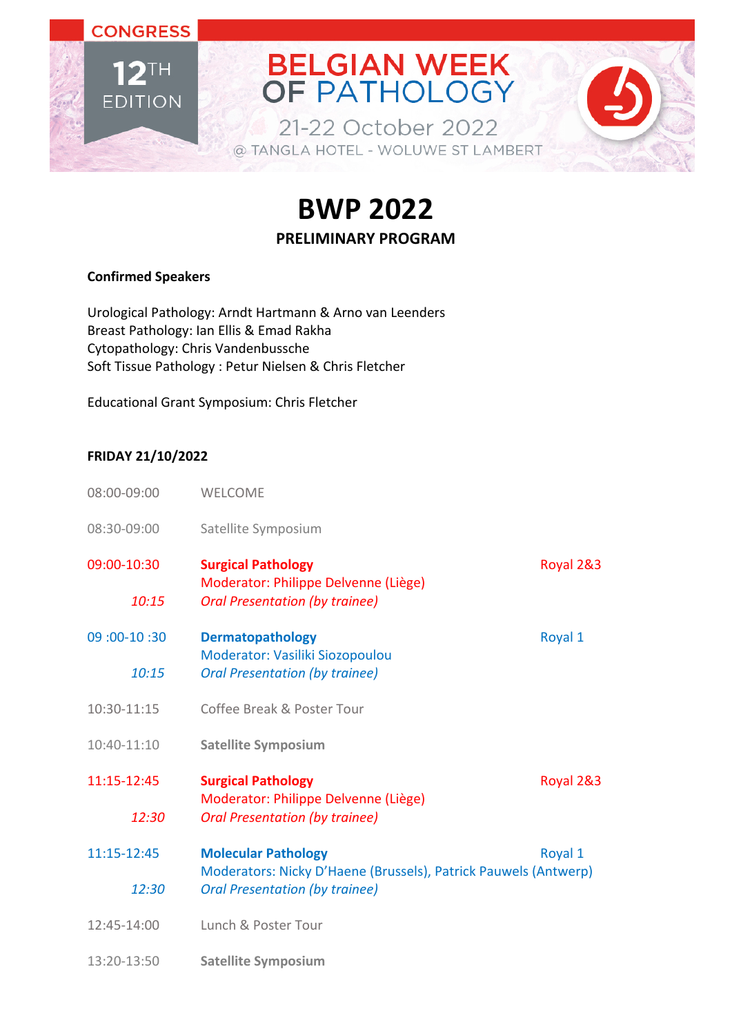CONGRESS

12TH EDITION

BELGIAN WEEK OF PATHOLOGY

21-22 October 2022

@ TANGLA HOTEL - WOLUWE ST LAMBERT

# BWP 2022

## PRELIMINARY PROGRAM

**Confirmed Speakers**

Urological Pathology: Arndt Hartmann & Arno van Leenders
Breast Pathology: Ian Ellis & Emad Rakha
Cytopathology: Chris Vandenbussche
Soft Tissue Pathology : Petur Nielsen & Chris Fletcher

Educational Grant Symposium: Chris Fletcher

**FRIDAY 21/10/2022**

08:00-09:00 WELCOME

08:30-09:00 Satellite Symposium

09:00-10:30 **Surgical Pathology** — Royal 2&3
Moderator: Philippe Delvenne (Liège)
*10:15* *Oral Presentation (by trainee)*

09 :00-10 :30 **Dermatopathology** — Royal 1
Moderator: Vasiliki Siozopoulou
*10:15* *Oral Presentation (by trainee)*

10:30-11:15 Coffee Break & Poster Tour

10:40-11:10 **Satellite Symposium**

11:15-12:45 **Surgical Pathology** — Royal 2&3
Moderator: Philippe Delvenne (Liège)
*12:30* *Oral Presentation (by trainee)*

11:15-12:45 **Molecular Pathology** — Royal 1
Moderators: Nicky D'Haene (Brussels), Patrick Pauwels (Antwerp)
*12:30* *Oral Presentation (by trainee)*

12:45-14:00 Lunch & Poster Tour

13:20-13:50 **Satellite Symposium**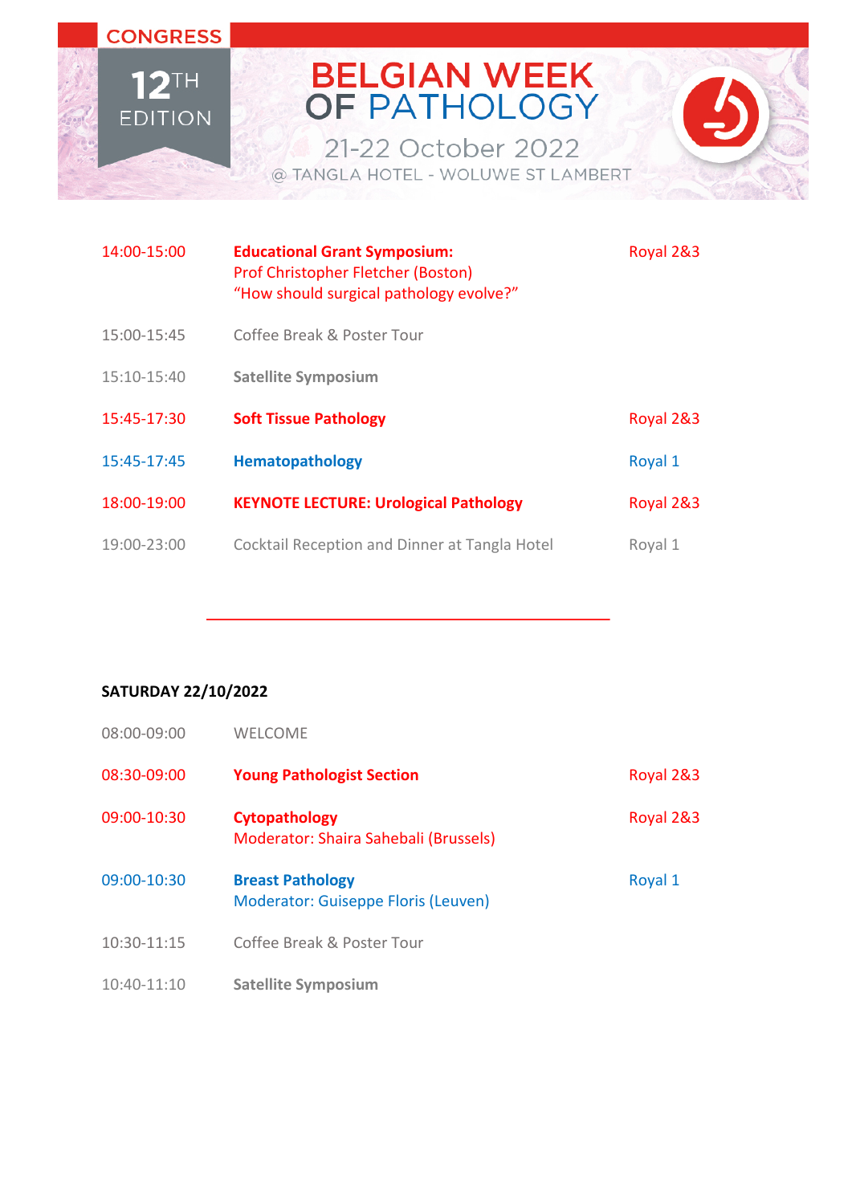| | | |
|---|---|---|
| 14:00-15:00 | **Educational Grant Symposium:** Prof Christopher Fletcher (Boston) "How should surgical pathology evolve?" | Royal 2&3 |
| 15:00-15:45 | Coffee Break & Poster Tour | |
| 15:10-15:40 | **Satellite Symposium** | |
| 15:45-17:30 | **Soft Tissue Pathology** | Royal 2&3 |
| 15:45-17:45 | **Hematopathology** | Royal 1 |
| 18:00-19:00 | **KEYNOTE LECTURE: Urological Pathology** | Royal 2&3 |
| 19:00-23:00 | Cocktail Reception and Dinner at Tangla Hotel | Royal 1 |

---

**SATURDAY 22/10/2022**

| | | |
|---|---|---|
| 08:00-09:00 | WELCOME | |
| 08:30-09:00 | **Young Pathologist Section** | Royal 2&3 |
| 09:00-10:30 | **Cytopathology** Moderator: Shaira Sahebali (Brussels) | Royal 2&3 |
| 09:00-10:30 | **Breast Pathology** Moderator: Guiseppe Floris (Leuven) | Royal 1 |
| 10:30-11:15 | Coffee Break & Poster Tour | |
| 10:40-11:10 | **Satellite Symposium** | |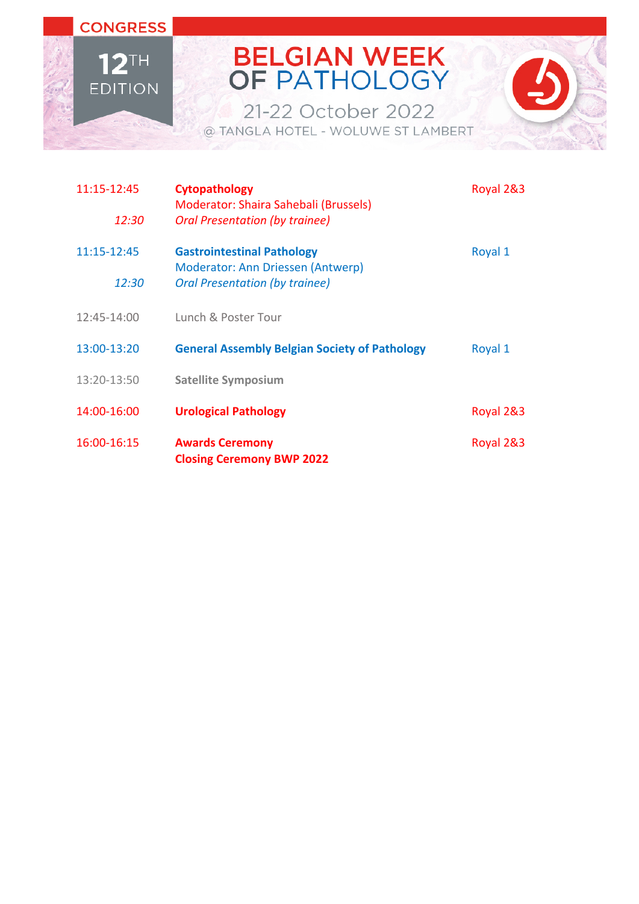| | | |
|---|---|---|
| 11:15-12:45 | **Cytopathology**<br>Moderator: Shaira Sahebali (Brussels) | Royal 2&3 |
| *12:30* | *Oral Presentation (by trainee)* | |
| 11:15-12:45 | **Gastrointestinal Pathology**<br>Moderator: Ann Driessen (Antwerp) | Royal 1 |
| *12:30* | *Oral Presentation (by trainee)* | |
| 12:45-14:00 | Lunch & Poster Tour | |
| 13:00-13:20 | **General Assembly Belgian Society of Pathology** | Royal 1 |
| 13:20-13:50 | **Satellite Symposium** | |
| 14:00-16:00 | **Urological Pathology** | Royal 2&3 |
| 16:00-16:15 | **Awards Ceremony**<br>**Closing Ceremony BWP 2022** | Royal 2&3 |